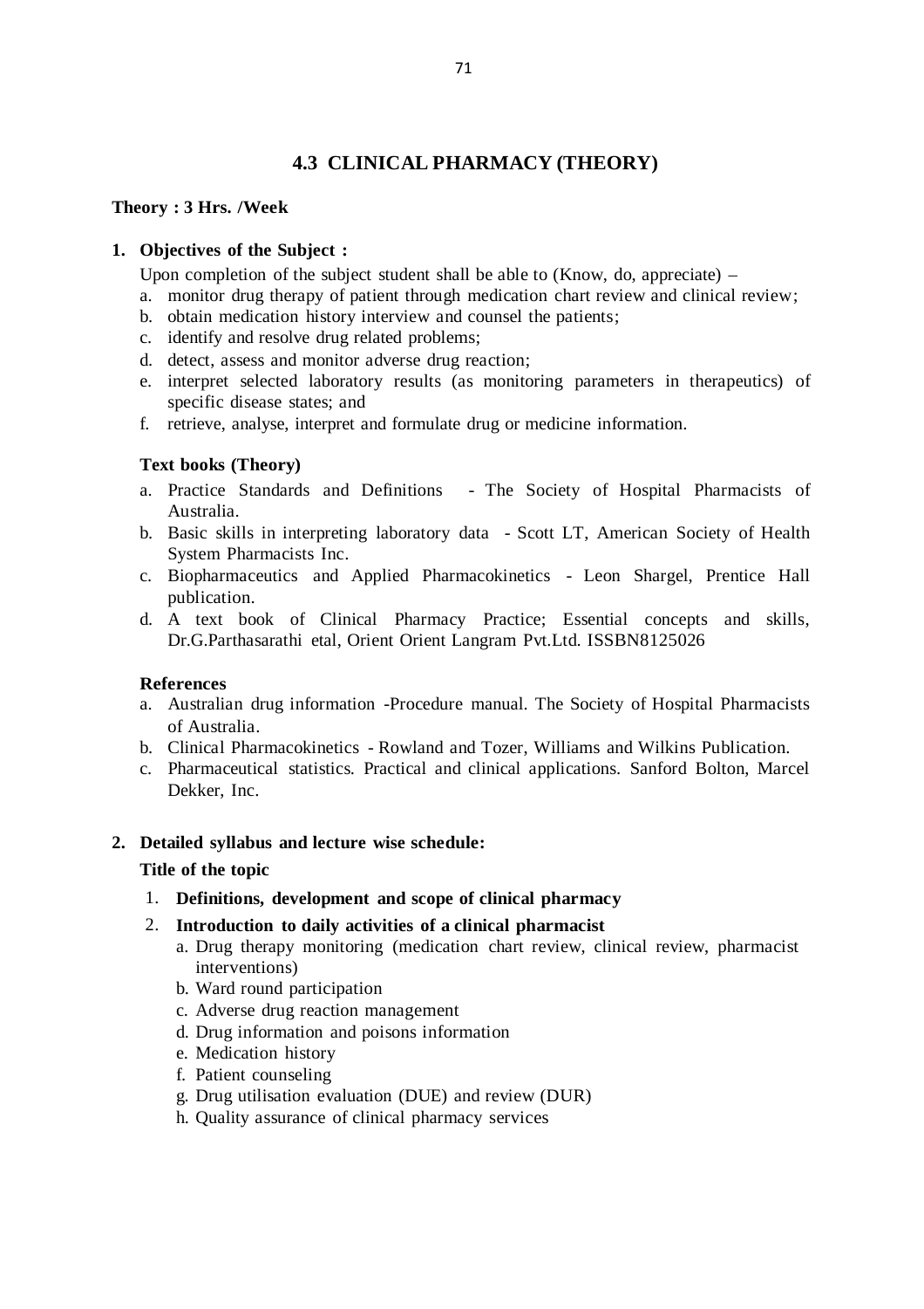## 4.3 CLINICAL PHARMACY (THEORY)

**Theory : 3 Hrs. /Week**

1. **Objectives of the Subject :**

   Upon completion of the subject student shall be able to (Know, do, appreciate) –

   a. monitor drug therapy of patient through medication chart review and clinical review;
   b. obtain medication history interview and counsel the patients;
   c. identify and resolve drug related problems;
   d. detect, assess and monitor adverse drug reaction;
   e. interpret selected laboratory results (as monitoring parameters in therapeutics) of specific disease states; and
   f. retrieve, analyse, interpret and formulate drug or medicine information.

   **Text books (Theory)**

   a. Practice Standards and Definitions - The Society of Hospital Pharmacists of Australia.
   b. Basic skills in interpreting laboratory data - Scott LT, American Society of Health System Pharmacists Inc.
   c. Biopharmaceutics and Applied Pharmacokinetics - Leon Shargel, Prentice Hall publication.
   d. A text book of Clinical Pharmacy Practice; Essential concepts and skills, Dr.G.Parthasarathi etal, Orient Orient Langram Pvt.Ltd. ISSBN8125026

   **References**

   a. Australian drug information -Procedure manual. The Society of Hospital Pharmacists of Australia.
   b. Clinical Pharmacokinetics - Rowland and Tozer, Williams and Wilkins Publication.
   c. Pharmaceutical statistics. Practical and clinical applications. Sanford Bolton, Marcel Dekker, Inc.

2. **Detailed syllabus and lecture wise schedule:**

   **Title of the topic**

   1. **Definitions, development and scope of clinical pharmacy**
   2. **Introduction to daily activities of a clinical pharmacist**
      a. Drug therapy monitoring (medication chart review, clinical review, pharmacist interventions)
      b. Ward round participation
      c. Adverse drug reaction management
      d. Drug information and poisons information
      e. Medication history
      f. Patient counseling
      g. Drug utilisation evaluation (DUE) and review (DUR)
      h. Quality assurance of clinical pharmacy services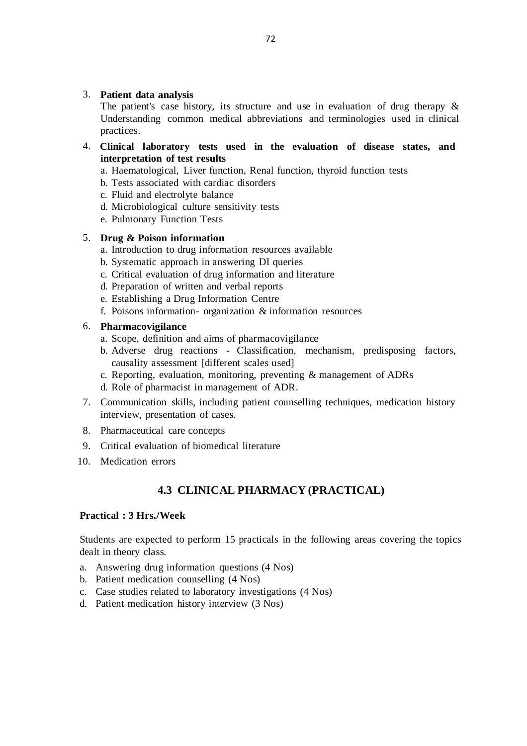3. **Patient data analysis**

   The patient's case history, its structure and use in evaluation of drug therapy & Understanding common medical abbreviations and terminologies used in clinical practices.

4. **Clinical laboratory tests used in the evaluation of disease states, and interpretation of test results**

   a. Haematological, Liver function, Renal function, thyroid function tests

   b. Tests associated with cardiac disorders

   c. Fluid and electrolyte balance

   d. Microbiological culture sensitivity tests

   e. Pulmonary Function Tests

5. **Drug & Poison information**

   a. Introduction to drug information resources available

   b. Systematic approach in answering DI queries

   c. Critical evaluation of drug information and literature

   d. Preparation of written and verbal reports

   e. Establishing a Drug Information Centre

   f. Poisons information- organization & information resources

6. **Pharmacovigilance**

   a. Scope, definition and aims of pharmacovigilance

   b. Adverse drug reactions - Classification, mechanism, predisposing factors, causality assessment [different scales used]

   c. Reporting, evaluation, monitoring, preventing & management of ADRs

   d. Role of pharmacist in management of ADR.

7. Communication skills, including patient counselling techniques, medication history interview, presentation of cases.

8. Pharmaceutical care concepts

9. Critical evaluation of biomedical literature

10. Medication errors

## 4.3 CLINICAL PHARMACY (PRACTICAL)

**Practical : 3 Hrs./Week**

Students are expected to perform 15 practicals in the following areas covering the topics dealt in theory class.

a. Answering drug information questions (4 Nos)

b. Patient medication counselling (4 Nos)

c. Case studies related to laboratory investigations (4 Nos)

d. Patient medication history interview (3 Nos)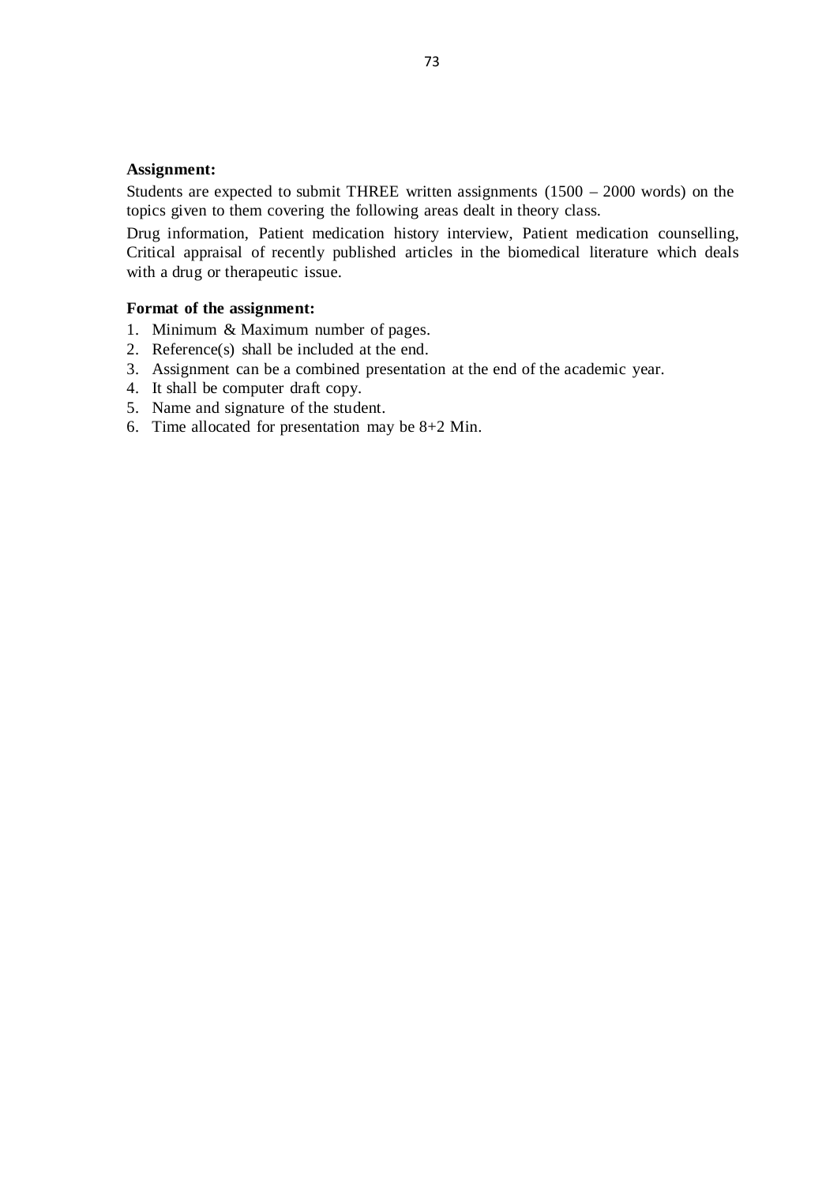**Assignment:**

Students are expected to submit THREE written assignments (1500 – 2000 words) on the topics given to them covering the following areas dealt in theory class.

Drug information, Patient medication history interview, Patient medication counselling, Critical appraisal of recently published articles in the biomedical literature which deals with a drug or therapeutic issue.

**Format of the assignment:**

1. Minimum & Maximum number of pages.
2. Reference(s) shall be included at the end.
3. Assignment can be a combined presentation at the end of the academic year.
4. It shall be computer draft copy.
5. Name and signature of the student.
6. Time allocated for presentation may be 8+2 Min.